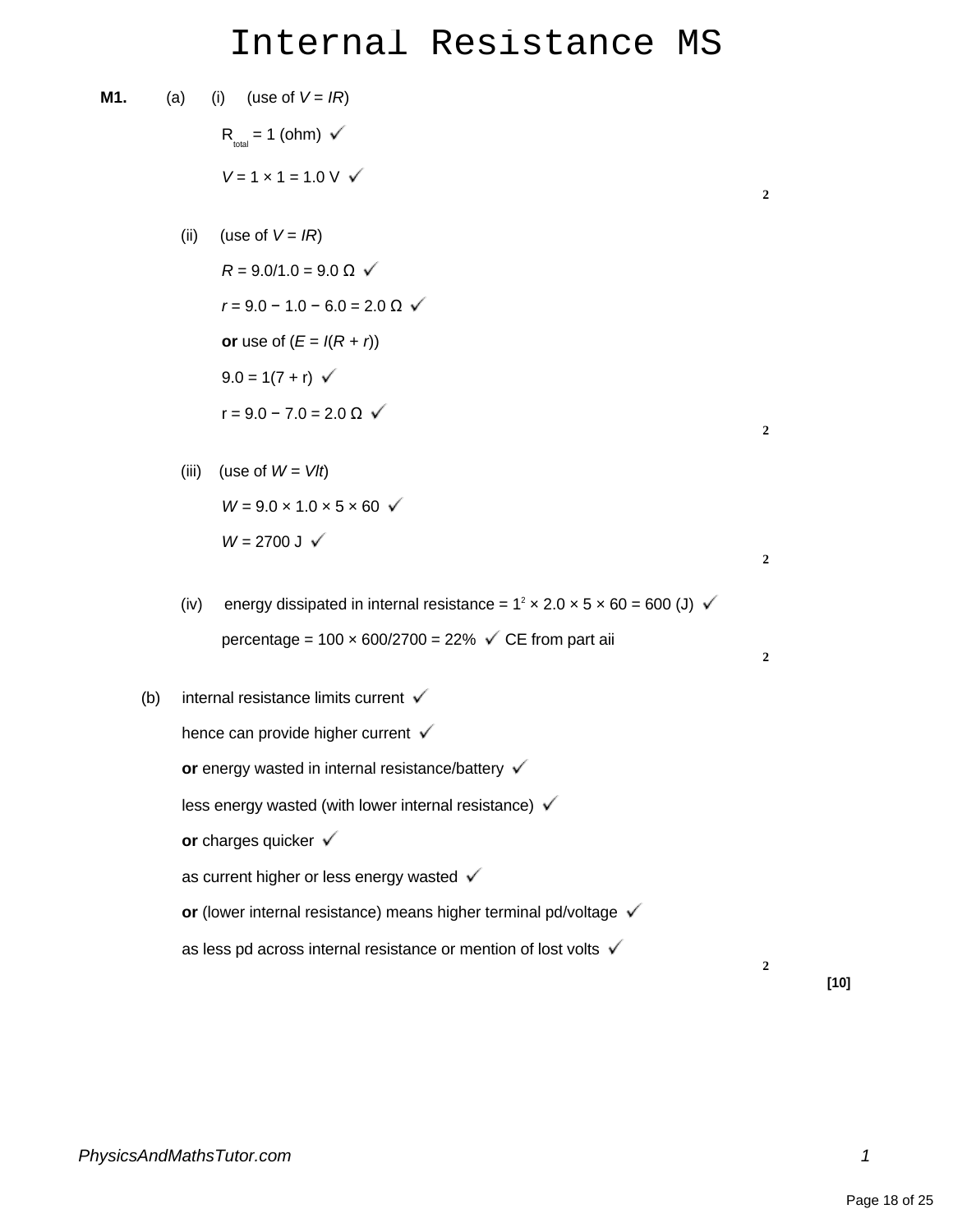# Internal Resistance MS

**M1.** (a) (i) (use of $V = IR$)

$R_{total} = 1$ (ohm) ✓

$V = 1 \times 1 = 1.0$ V ✓

**2**

(ii) (use of $V = IR$)

$R = 9.0/1.0 = 9.0\ \Omega$ ✓

$r = 9.0 - 1.0 - 6.0 = 2.0\ \Omega$ ✓

**or** use of ($E = I(R + r)$)

$9.0 = 1(7 + r)$ ✓

$r = 9.0 - 7.0 = 2.0\ \Omega$ ✓

**2**

(iii) (use of $W = VIt$)

$W = 9.0 \times 1.0 \times 5 \times 60$ ✓

$W = 2700$ J ✓

**2**

(iv) energy dissipated in internal resistance = $1^2 \times 2.0 \times 5 \times 60 = 600$ (J) ✓

percentage = $100 \times 600/2700 = 22\%$ ✓ CE from part aii

**2**

(b) internal resistance limits current ✓

hence can provide higher current ✓

**or** energy wasted in internal resistance/battery ✓

less energy wasted (with lower internal resistance) ✓

**or** charges quicker ✓

as current higher or less energy wasted ✓

**or** (lower internal resistance) means higher terminal pd/voltage ✓

as less pd across internal resistance or mention of lost volts ✓

**2**

**[10]**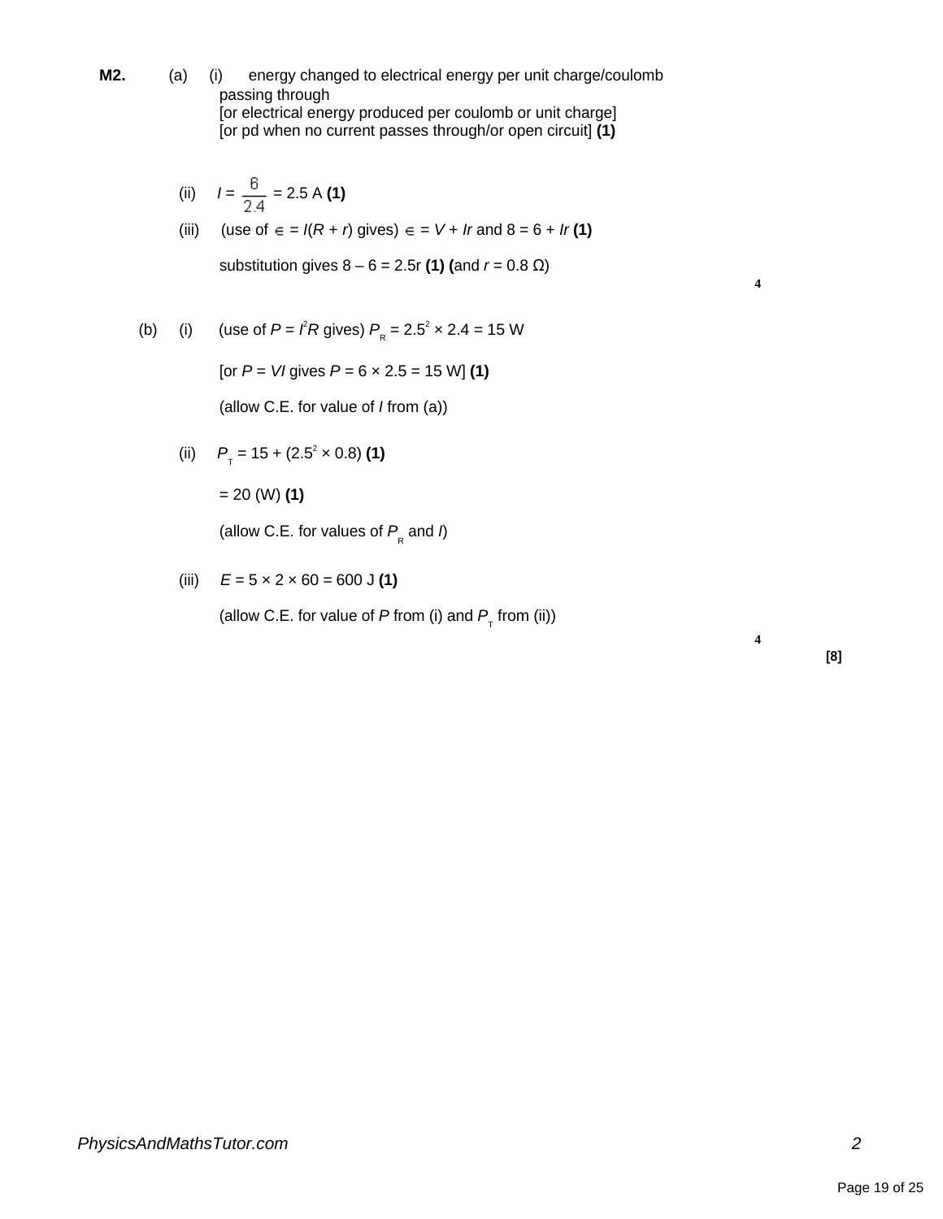**M2.** (a) (i) energy changed to electrical energy per unit charge/coulomb passing through
[or electrical energy produced per coulomb or unit charge]
[or pd when no current passes through/or open circuit] **(1)**

(ii) $I = \frac{6}{2.4} = 2.5$ A **(1)**

(iii) (use of $\epsilon = I(R + r)$ gives) $\epsilon = V + Ir$ and $8 = 6 + Ir$ **(1)**

substitution gives $8 – 6 = 2.5r$ **(1)** (and $r = 0.8\ \Omega$)

**4**

(b) (i) (use of $P = I^2R$ gives) $P_R = 2.5^2 \times 2.4 = 15$ W

[or $P = VI$ gives $P = 6 \times 2.5 = 15$ W] **(1)**

(allow C.E. for value of $I$ from (a))

(ii) $P_T = 15 + (2.5^2 \times 0.8)$ **(1)**

= 20 (W) **(1)**

(allow C.E. for values of $P_R$ and $I$)

(iii) $E = 5 \times 2 \times 60 = 600$ J **(1)**

(allow C.E. for value of $P$ from (i) and $P_T$ from (ii))

**4**

**[8]**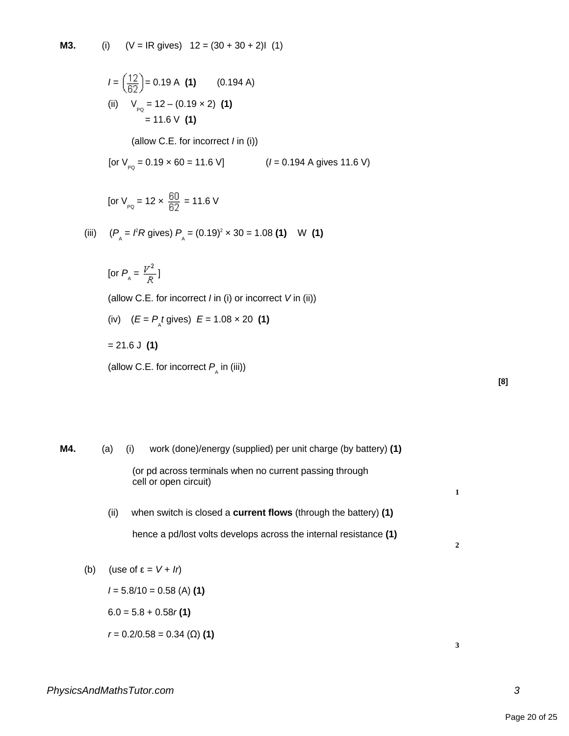**M3.** (i) (V = IR gives) $12 = (30 + 30 + 2)I$ (1)

$I = \left(\frac{12}{62}\right) = 0.19$ A **(1)** (0.194 A)

(ii) $V_{PQ} = 12 – (0.19 \times 2)$ **(1)**

$= 11.6$ V **(1)**

(allow C.E. for incorrect *I* in (i))

[or $V_{PQ} = 0.19 \times 60 = 11.6$ V] ($I = 0.194$ A gives 11.6 V)

[or $V_{PQ} = 12 \times \frac{60}{62} = 11.6$ V

(iii) ($P_A = I^2R$ gives) $P_A = (0.19)^2 \times 30 = 1.08$ **(1)** W **(1)**

[or $P_A = \frac{V^2}{R}$]

(allow C.E. for incorrect *I* in (i) or incorrect *V* in (ii))

(iv) ($E = P_At$ gives) $E = 1.08 \times 20$ **(1)**

$= 21.6$ J **(1)**

(allow C.E. for incorrect $P_A$ in (iii))

**[8]**

**M4.** (a) (i) work (done)/energy (supplied) per unit charge (by battery) **(1)**

(or pd across terminals when no current passing through cell or open circuit)

1

(ii) when switch is closed a **current flows** (through the battery) **(1)**

hence a pd/lost volts develops across the internal resistance **(1)**

2

(b) (use of $\varepsilon = V + Ir$)

$I = 5.8/10 = 0.58$ (A) **(1)**

$6.0 = 5.8 + 0.58r$ **(1)**

$r = 0.2/0.58 = 0.34$ (Ω) **(1)**

3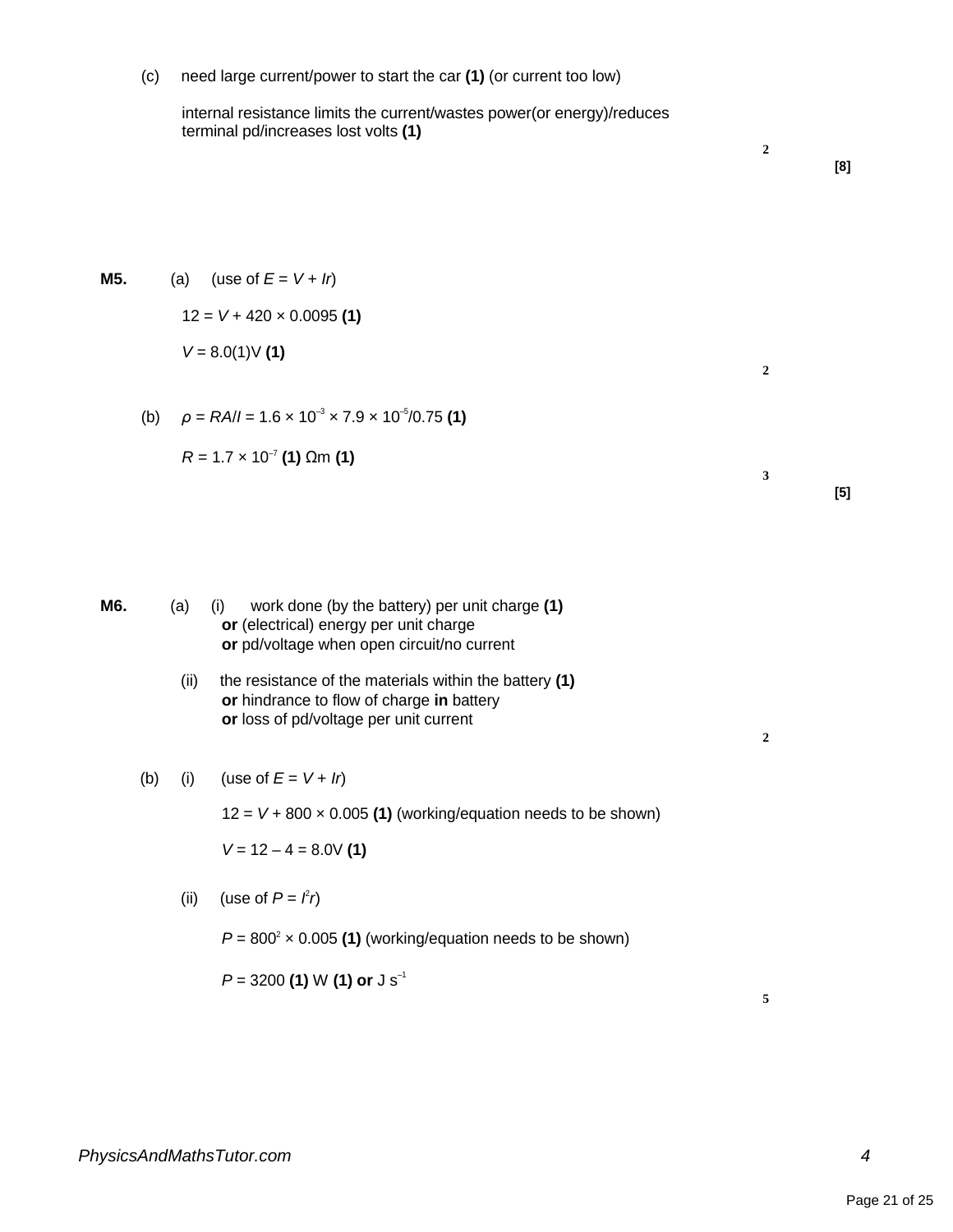(c) need large current/power to start the car **(1)** (or current too low)

internal resistance limits the current/wastes power(or energy)/reduces terminal pd/increases lost volts **(1)**

2

**[8]**

**M5.** (a) (use of $E = V + Ir$)

$12 = V + 420 \times 0.0095$ **(1)**

$V = 8.0(1)\text{V}$ **(1)**

2

(b) $\rho = RA/l = 1.6 \times 10^{-3} \times 7.9 \times 10^{-5}/0.75$ **(1)**

$R = 1.7 \times 10^{-7}$ **(1)** $\Omega\text{m}$ **(1)**

3

**[5]**

**M6.** (a) (i) work done (by the battery) per unit charge **(1)**
**or** (electrical) energy per unit charge
**or** pd/voltage when open circuit/no current

(ii) the resistance of the materials within the battery **(1)**
**or** hindrance to flow of charge **in** battery
**or** loss of pd/voltage per unit current

2

(b) (i) (use of $E = V + Ir$)

$12 = V + 800 \times 0.005$ **(1)** (working/equation needs to be shown)

$V = 12 - 4 = 8.0\text{V}$ **(1)**

(ii) (use of $P = I^2r$)

$P = 800^2 \times 0.005$ **(1)** (working/equation needs to be shown)

$P = 3200$ **(1)** W **(1) or** J $\text{s}^{-1}$

5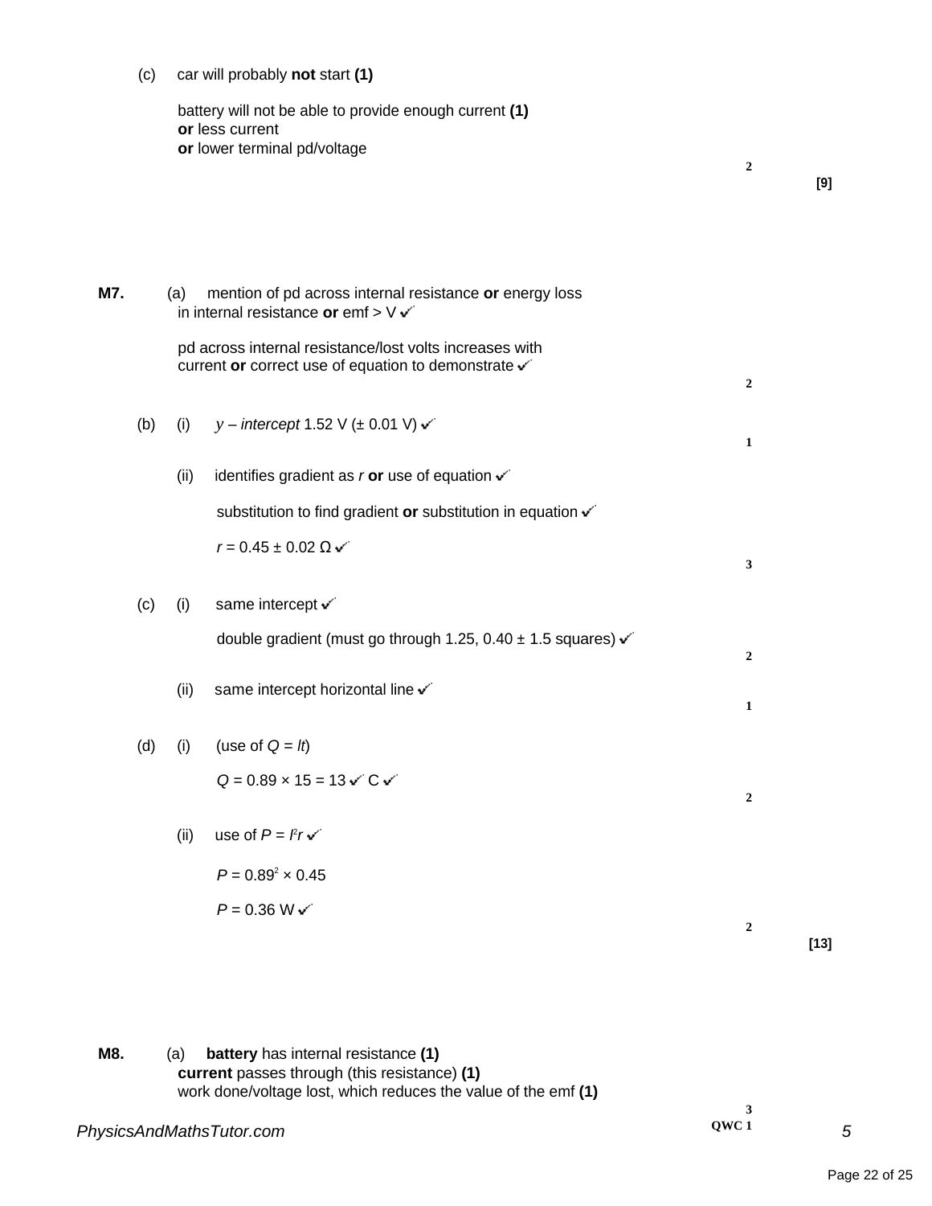(c) car will probably **not** start **(1)**

battery will not be able to provide enough current **(1)**
**or** less current
**or** lower terminal pd/voltage

**2**

**[9]**

**M7.** (a) mention of pd across internal resistance **or** energy loss in internal resistance **or** emf > V ✔

pd across internal resistance/lost volts increases with current **or** correct use of equation to demonstrate ✔

**2**

(b) (i) *y – intercept* 1.52 V (± 0.01 V) ✔

**1**

(ii) identifies gradient as *r* **or** use of equation ✔

substitution to find gradient **or** substitution in equation ✔

$r = 0.45 \pm 0.02\ \Omega$ ✔

**3**

(c) (i) same intercept ✔

double gradient (must go through 1.25, 0.40 ± 1.5 squares) ✔

**2**

(ii) same intercept horizontal line ✔

**1**

(d) (i) (use of $Q = It$)

$Q = 0.89 \times 15 = 13$ ✔ C ✔

**2**

(ii) use of $P = I^2r$ ✔

$P = 0.89^2 \times 0.45$

$P = 0.36$ W ✔

**2**

**[13]**

**M8.** (a) **battery** has internal resistance **(1)**
**current** passes through (this resistance) **(1)**
work done/voltage lost, which reduces the value of the emf **(1)**

**3**
**QWC 1**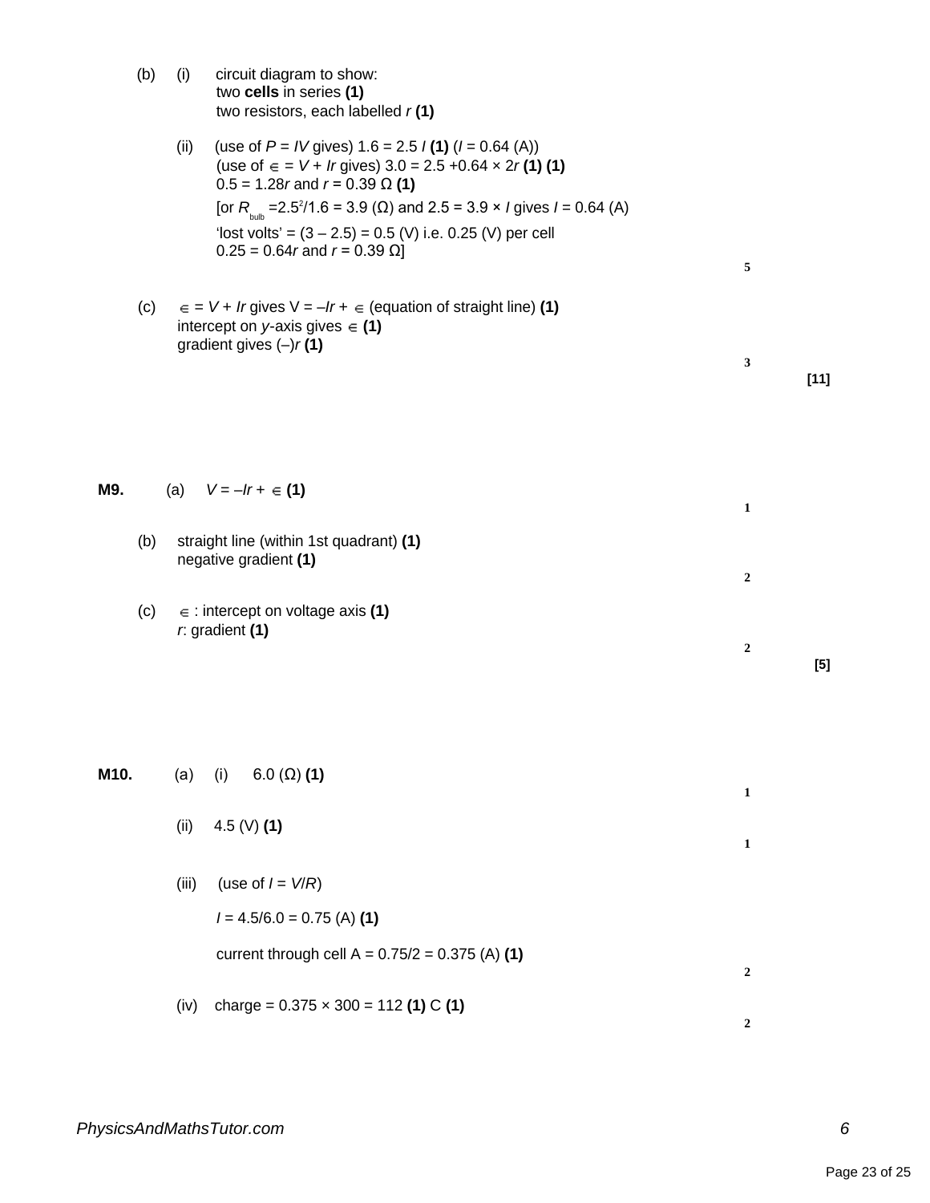(b) (i) circuit diagram to show:
two **cells** in series **(1)**
two resistors, each labelled $r$ **(1)**

(ii) (use of $P = IV$ gives) $1.6 = 2.5\,I$ **(1)** ($I = 0.64$ (A))
(use of $\varepsilon = V + Ir$ gives) $3.0 = 2.5 + 0.64 \times 2r$ **(1) (1)**
$0.5 = 1.28r$ and $r = 0.39\ \Omega$ **(1)**
[or $R_{bulb} = 2.5^2/1.6 = 3.9\ (\Omega)$ and $2.5 = 3.9 \times I$ gives $I = 0.64$ (A)
'lost volts' = (3 – 2.5) = 0.5 (V) i.e. 0.25 (V) per cell
$0.25 = 0.64r$ and $r = 0.39\ \Omega$]

**5**

(c) $\varepsilon = V + Ir$ gives $V = -Ir + \varepsilon$ (equation of straight line) **(1)**
intercept on $y$-axis gives $\varepsilon$ **(1)**
gradient gives ($-$)$r$ **(1)**

**3**

**[11]**

**M9.** (a) $V = -Ir + \varepsilon$ **(1)**

**1**

(b) straight line (within 1st quadrant) **(1)**
negative gradient **(1)**

**2**

(c) $\varepsilon$ : intercept on voltage axis **(1)**
$r$: gradient **(1)**

**2**

**[5]**

**M10.** (a) (i) 6.0 ($\Omega$) **(1)**

**1**

(ii) 4.5 (V) **(1)**

**1**

(iii) (use of $I = V/R$)

$I = 4.5/6.0 = 0.75$ (A) **(1)**

current through cell A = $0.75/2 = 0.375$ (A) **(1)**

**2**

(iv) charge = $0.375 \times 300 = 112$ **(1)** C **(1)**

**2**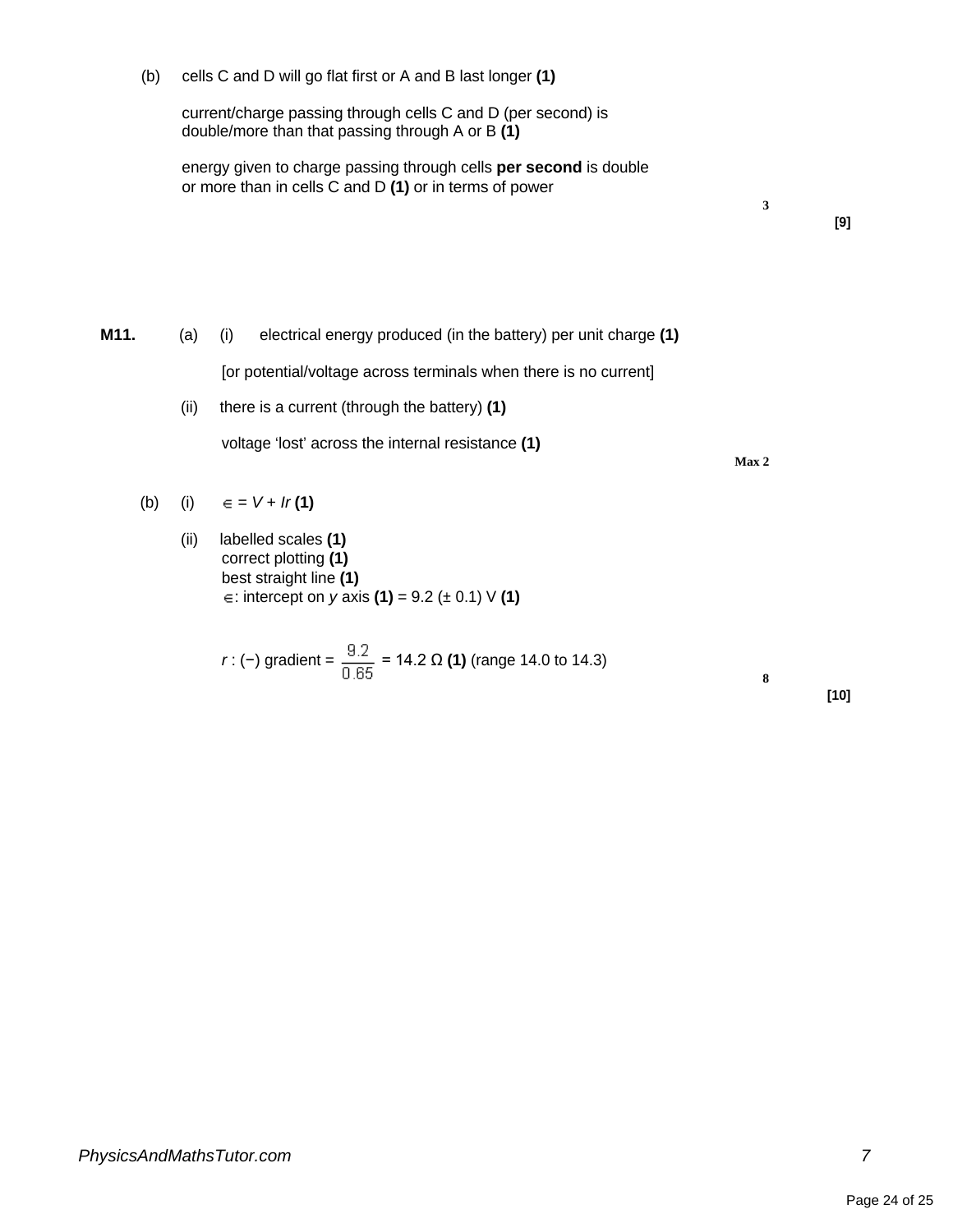(b) cells C and D will go flat first or A and B last longer **(1)**

current/charge passing through cells C and D (per second) is double/more than that passing through A or B **(1)**

energy given to charge passing through cells **per second** is double or more than in cells C and D **(1)** or in terms of power

**3**

**[9]**

**M11.** (a) (i) electrical energy produced (in the battery) per unit charge **(1)**

[or potential/voltage across terminals when there is no current]

(ii) there is a current (through the battery) **(1)**

voltage 'lost' across the internal resistance **(1)**

**Max 2**

(b) (i) $\epsilon = V + Ir$ **(1)**

(ii) labelled scales **(1)**
correct plotting **(1)**
best straight line **(1)**
$\epsilon$: intercept on $y$ axis **(1)** = 9.2 (± 0.1) V **(1)**

$r$ : (−) gradient = $\frac{9.2}{0.65}$ = 14.2 Ω **(1)** (range 14.0 to 14.3)

**8**

**[10]**